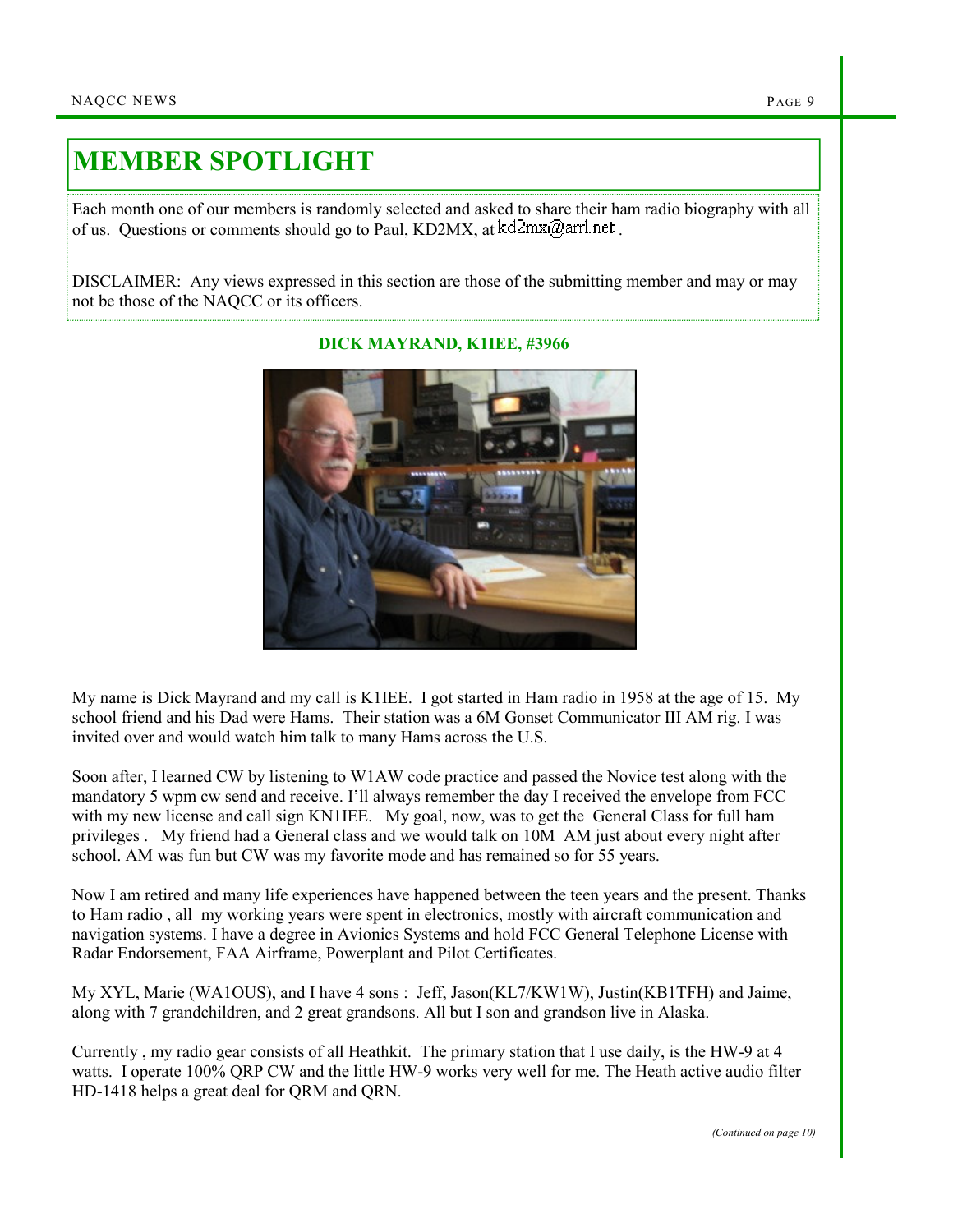# MEMBER SPOTLIGHT

Each month one of our members is randomly selected and asked to share their ham radio biography with all of us. Questions or comments should go to Paul, KD2MX, at kd2mx@arrl.net .

DISCLAIMER: Any views expressed in this section are those of the submitting member and may or may not be those of the NAQCC or its officers.

### DICK MAYRAND, K1IEE, #3966

My name is Dick Mayrand and my call is K1IEE. I got started in Ham radio in 1958 at the age of 15. My school friend and his Dad were Hams. Their station was a 6M Gonset Communicator III AM rig. I was invited over and would watch him talk to many Hams across the U.S.

Soon after, I learned CW by listening to W1AW code practice and passed the Novice test along with the mandatory 5 wpm cw send and receive. I'll always remember the day I received the envelope from FCC with my new license and call sign KN1IEE. My goal, now, was to get the General Class for full ham privileges . My friend had a General class and we would talk on 10M AM just about every night after school. AM was fun but CW was my favorite mode and has remained so for 55 years.

Now I am retired and many life experiences have happened between the teen years and the present. Thanks to Ham radio , all my working years were spent in electronics, mostly with aircraft communication and navigation systems. I have a degree in Avionics Systems and hold FCC General Telephone License with Radar Endorsement, FAA Airframe, Powerplant and Pilot Certificates.

My XYL, Marie (WA1OUS), and I have 4 sons : Jeff, Jason(KL7/KW1W), Justin(KB1TFH) and Jaime, along with 7 grandchildren, and 2 great grandsons. All but I son and grandson live in Alaska.

Currently , my radio gear consists of all Heathkit. The primary station that I use daily, is the HW-9 at 4 watts. I operate 100% QRP CW and the little HW-9 works very well for me. The Heath active audio filter HD-1418 helps a great deal for QRM and QRN.

*(Continued on page 10)*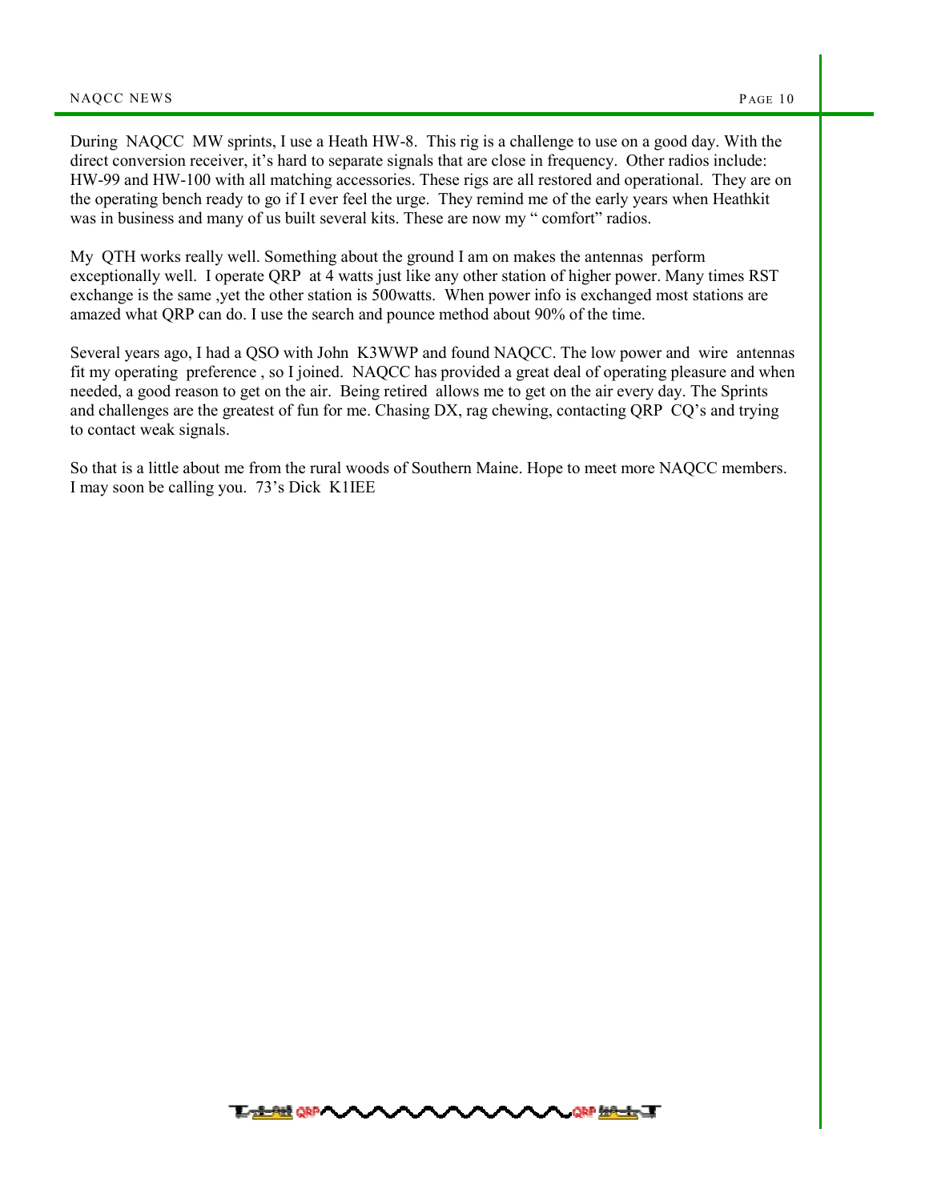During NAQCC MW sprints, I use a Heath HW-8. This rig is a challenge to use on a good day. With the direct conversion receiver, it's hard to separate signals that are close in frequency. Other radios include: HW-99 and HW-100 with all matching accessories. These rigs are all restored and operational. They are on the operating bench ready to go if I ever feel the urge. They remind me of the early years when Heathkit was in business and many of us built several kits. These are now my " comfort" radios.

My QTH works really well. Something about the ground I am on makes the antennas perform exceptionally well. I operate QRP at 4 watts just like any other station of higher power. Many times RST exchange is the same ,yet the other station is 500watts. When power info is exchanged most stations are amazed what QRP can do. I use the search and pounce method about 90% of the time.

Several years ago, I had a QSO with John K3WWP and found NAQCC. The low power and wire antennas fit my operating preference , so I joined. NAQCC has provided a great deal of operating pleasure and when needed, a good reason to get on the air. Being retired allows me to get on the air every day. The Sprints and challenges are the greatest of fun for me. Chasing DX, rag chewing, contacting QRP CQ's and trying to contact weak signals.

So that is a little about me from the rural woods of Southern Maine. Hope to meet more NAQCC members. I may soon be calling you. 73's Dick K1IEE